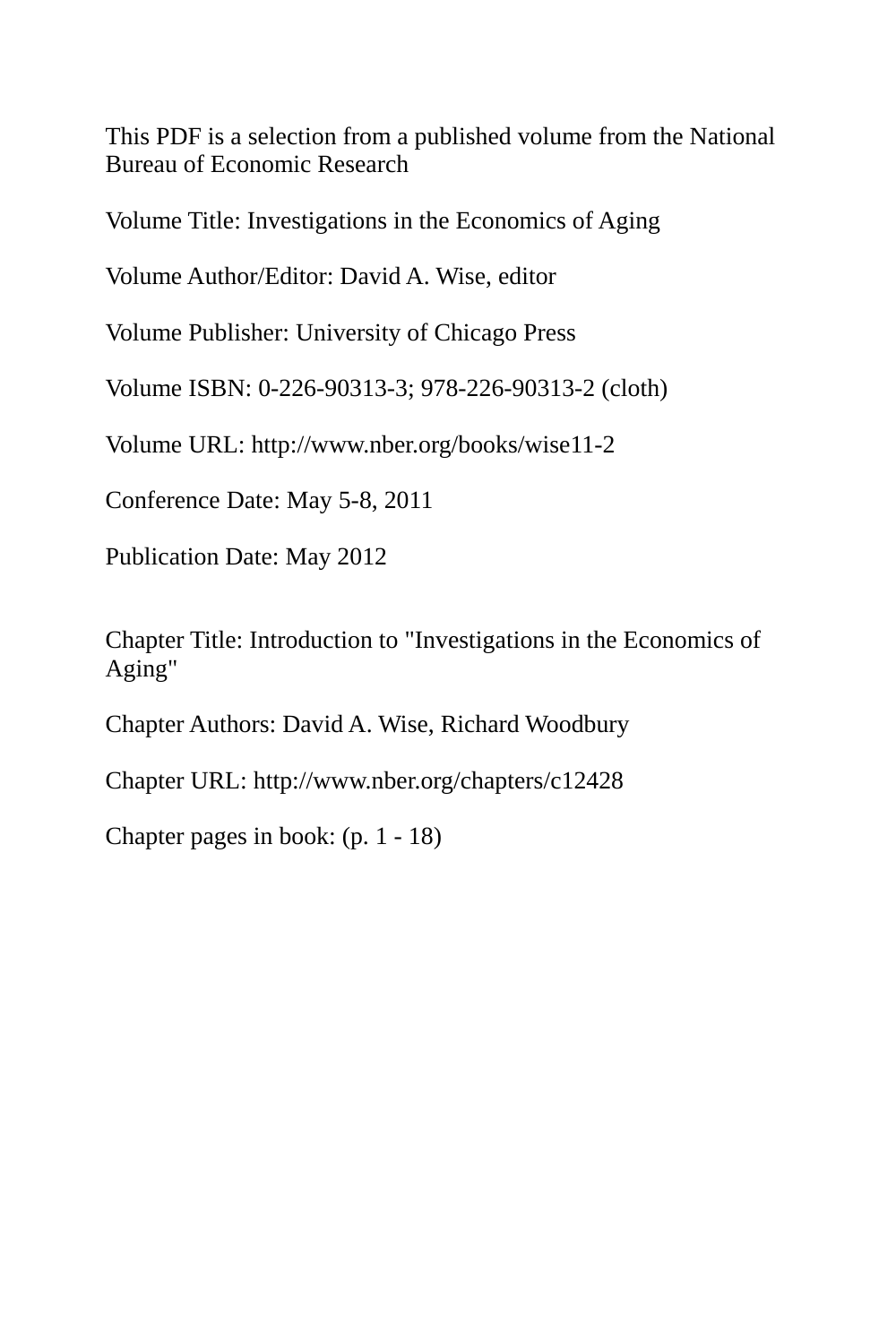This PDF is a selection from a published volume from the National Bureau of Economic Research

Volume Title: Investigations in the Economics of Aging

Volume Author/Editor: David A. Wise, editor

Volume Publisher: University of Chicago Press

Volume ISBN: 0-226-90313-3; 978-226-90313-2 (cloth)

Volume URL: http://www.nber.org/books/wise11-2

Conference Date: May 5-8, 2011

Publication Date: May 2012

Chapter Title: Introduction to "Investigations in the Economics of Aging"

Chapter Authors: David A. Wise, Richard Woodbury

Chapter URL: http://www.nber.org/chapters/c12428

Chapter pages in book: (p. 1 - 18)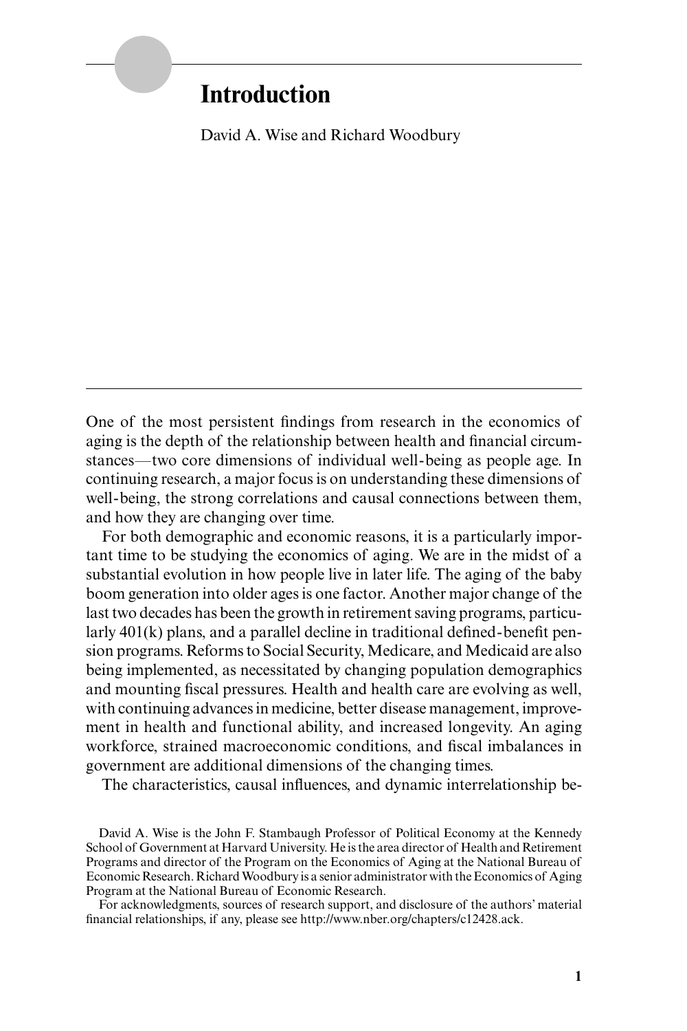# Introduction

David A. Wise and Richard Woodbury

One of the most persistent findings from research in the economics of aging is the depth of the relationship between health and financial circumstances—two core dimensions of individual well-being as people age. In continuing research, a major focus is on understanding these dimensions of well-being, the strong correlations and causal connections between them, and how they are changing over time.

For both demographic and economic reasons, it is a particularly important time to be studying the economics of aging. We are in the midst of a substantial evolution in how people live in later life. The aging of the baby boom generation into older ages is one factor. Another major change of the last two decades has been the growth in retirement saving programs, particularly 401(k) plans, and a parallel decline in traditional defined-benefit pension programs. Reforms to Social Security, Medicare, and Medicaid are also being implemented, as necessitated by changing population demographics and mounting fiscal pressures. Health and health care are evolving as well, with continuing advances in medicine, better disease management, improvement in health and functional ability, and increased longevity. An aging workforce, strained macroeconomic conditions, and fiscal imbalances in government are additional dimensions of the changing times.

The characteristics, causal influences, and dynamic interrelationship be-

David A. Wise is the John F. Stambaugh Professor of Political Economy at the Kennedy School of Government at Harvard University. He is the area director of Health and Retirement Programs and director of the Program on the Economics of Aging at the National Bureau of Economic Research. Richard Woodbury is a senior administrator with the Economics of Aging Program at the National Bureau of Economic Research.

For acknowledgments, sources of research support, and disclosure of the authors' material financial relationships, if any, please see http://www.nber.org/chapters/c12428.ack.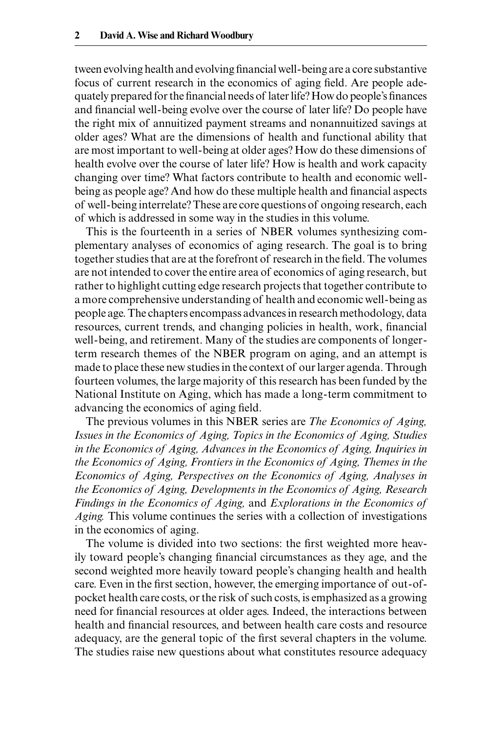tween evolving health and evolving financial well-being are a core substantive focus of current research in the economics of aging field. Are people adequately prepared for the financial needs of later life? How do people's finances and financial well-being evolve over the course of later life? Do people have the right mix of annuitized payment streams and nonannuitized savings at older ages? What are the dimensions of health and functional ability that are most important to well-being at older ages? How do these dimensions of health evolve over the course of later life? How is health and work capacity changing over time? What factors contribute to health and economic well-being as people age? And how do these multiple health and financial aspects of well-being interrelate? These are core questions of ongoing research, each of which is addressed in some way in the studies in this volume.

This is the fourteenth in a series of NBER volumes synthesizing complementary analyses of economics of aging research. The goal is to bring together studies that are at the forefront of research in the field. The volumes are not intended to cover the entire area of economics of aging research, but rather to highlight cutting edge research projects that together contribute to a more comprehensive understanding of health and economic well-being as people age. The chapters encompass advances in research methodology, data resources, current trends, and changing policies in health, work, financial well-being, and retirement. Many of the studies are components of longer-term research themes of the NBER program on aging, and an attempt is made to place these new studies in the context of our larger agenda. Through fourteen volumes, the large majority of this research has been funded by the National Institute on Aging, which has made a long-term commitment to advancing the economics of aging field.

The previous volumes in this NBER series are *The Economics of Aging, Issues in the Economics of Aging, Topics in the Economics of Aging, Studies in the Economics of Aging, Advances in the Economics of Aging, Inquiries in the Economics of Aging, Frontiers in the Economics of Aging, Themes in the Economics of Aging, Perspectives on the Economics of Aging, Analyses in the Economics of Aging, Developments in the Economics of Aging, Research Findings in the Economics of Aging,* and *Explorations in the Economics of Aging.* This volume continues the series with a collection of investigations in the economics of aging.

The volume is divided into two sections: the first weighted more heavily toward people's changing financial circumstances as they age, and the second weighted more heavily toward people's changing health and health care. Even in the first section, however, the emerging importance of out-of-pocket health care costs, or the risk of such costs, is emphasized as a growing need for financial resources at older ages. Indeed, the interactions between health and financial resources, and between health care costs and resource adequacy, are the general topic of the first several chapters in the volume. The studies raise new questions about what constitutes resource adequacy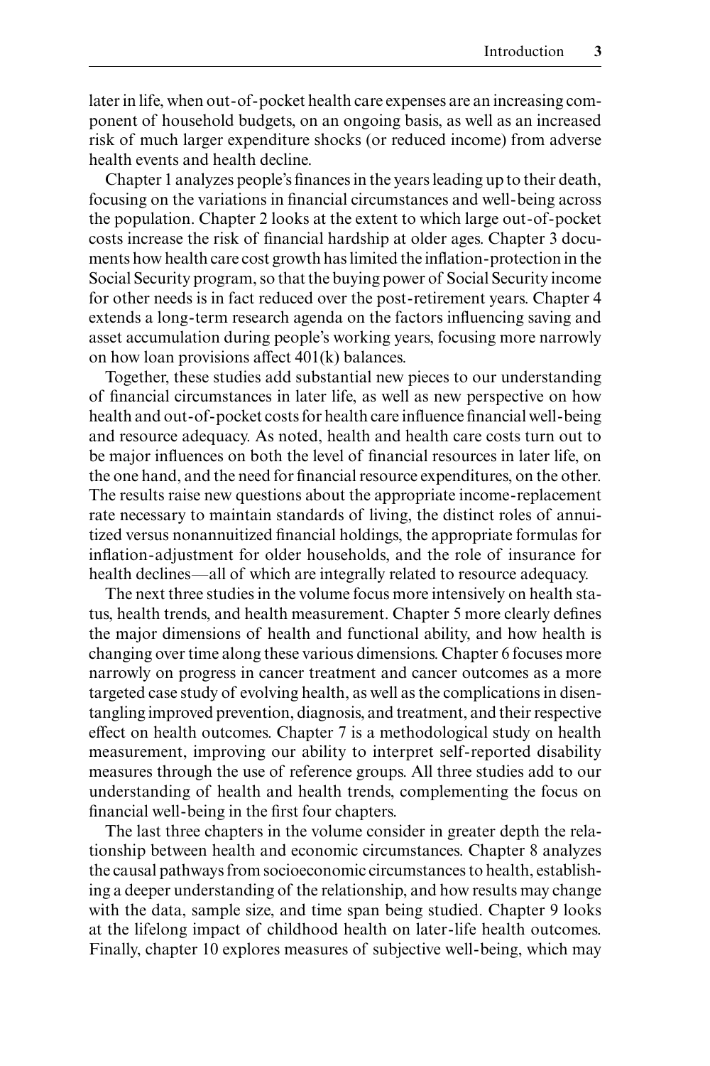later in life, when out-of-pocket health care expenses are an increasing component of household budgets, on an ongoing basis, as well as an increased risk of much larger expenditure shocks (or reduced income) from adverse health events and health decline.

Chapter 1 analyzes people's finances in the years leading up to their death, focusing on the variations in financial circumstances and well-being across the population. Chapter 2 looks at the extent to which large out-of-pocket costs increase the risk of financial hardship at older ages. Chapter 3 documents how health care cost growth has limited the inflation-protection in the Social Security program, so that the buying power of Social Security income for other needs is in fact reduced over the post-retirement years. Chapter 4 extends a long-term research agenda on the factors influencing saving and asset accumulation during people's working years, focusing more narrowly on how loan provisions affect 401(k) balances.

Together, these studies add substantial new pieces to our understanding of financial circumstances in later life, as well as new perspective on how health and out-of-pocket costs for health care influence financial well-being and resource adequacy. As noted, health and health care costs turn out to be major influences on both the level of financial resources in later life, on the one hand, and the need for financial resource expenditures, on the other. The results raise new questions about the appropriate income-replacement rate necessary to maintain standards of living, the distinct roles of annuitized versus nonannuitized financial holdings, the appropriate formulas for inflation-adjustment for older households, and the role of insurance for health declines—all of which are integrally related to resource adequacy.

The next three studies in the volume focus more intensively on health status, health trends, and health measurement. Chapter 5 more clearly defines the major dimensions of health and functional ability, and how health is changing over time along these various dimensions. Chapter 6 focuses more narrowly on progress in cancer treatment and cancer outcomes as a more targeted case study of evolving health, as well as the complications in disentangling improved prevention, diagnosis, and treatment, and their respective effect on health outcomes. Chapter 7 is a methodological study on health measurement, improving our ability to interpret self-reported disability measures through the use of reference groups. All three studies add to our understanding of health and health trends, complementing the focus on financial well-being in the first four chapters.

The last three chapters in the volume consider in greater depth the relationship between health and economic circumstances. Chapter 8 analyzes the causal pathways from socioeconomic circumstances to health, establishing a deeper understanding of the relationship, and how results may change with the data, sample size, and time span being studied. Chapter 9 looks at the lifelong impact of childhood health on later-life health outcomes. Finally, chapter 10 explores measures of subjective well-being, which may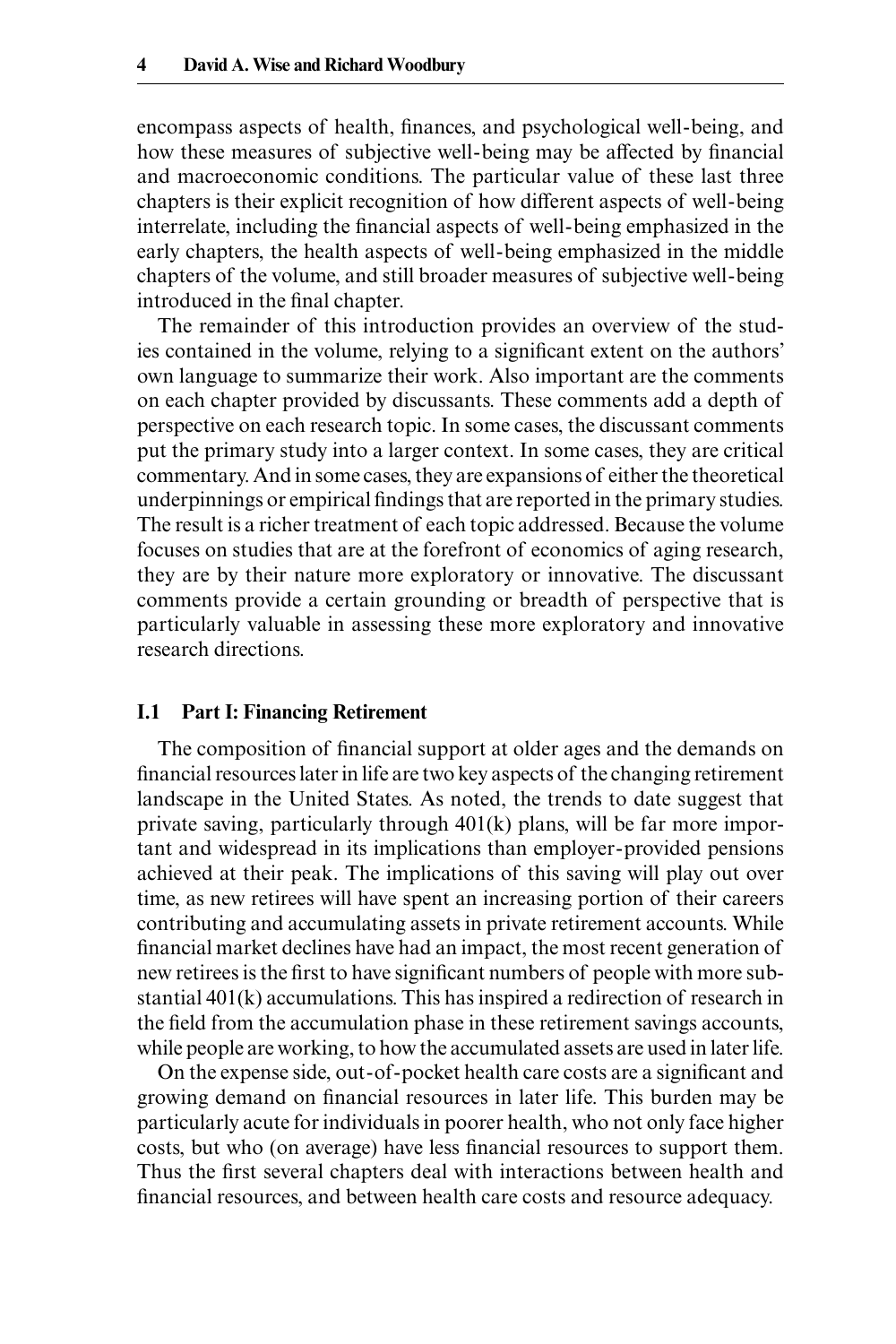encompass aspects of health, finances, and psychological well-being, and how these measures of subjective well-being may be affected by financial and macroeconomic conditions. The particular value of these last three chapters is their explicit recognition of how different aspects of well-being interrelate, including the financial aspects of well-being emphasized in the early chapters, the health aspects of well-being emphasized in the middle chapters of the volume, and still broader measures of subjective well-being introduced in the final chapter.

The remainder of this introduction provides an overview of the studies contained in the volume, relying to a significant extent on the authors' own language to summarize their work. Also important are the comments on each chapter provided by discussants. These comments add a depth of perspective on each research topic. In some cases, the discussant comments put the primary study into a larger context. In some cases, they are critical commentary. And in some cases, they are expansions of either the theoretical underpinnings or empirical findings that are reported in the primary studies. The result is a richer treatment of each topic addressed. Because the volume focuses on studies that are at the forefront of economics of aging research, they are by their nature more exploratory or innovative. The discussant comments provide a certain grounding or breadth of perspective that is particularly valuable in assessing these more exploratory and innovative research directions.

## I.1 Part I: Financing Retirement

The composition of financial support at older ages and the demands on financial resources later in life are two key aspects of the changing retirement landscape in the United States. As noted, the trends to date suggest that private saving, particularly through 401(k) plans, will be far more important and widespread in its implications than employer-provided pensions achieved at their peak. The implications of this saving will play out over time, as new retirees will have spent an increasing portion of their careers contributing and accumulating assets in private retirement accounts. While financial market declines have had an impact, the most recent generation of new retirees is the first to have significant numbers of people with more substantial 401(k) accumulations. This has inspired a redirection of research in the field from the accumulation phase in these retirement savings accounts, while people are working, to how the accumulated assets are used in later life.

On the expense side, out-of-pocket health care costs are a significant and growing demand on financial resources in later life. This burden may be particularly acute for individuals in poorer health, who not only face higher costs, but who (on average) have less financial resources to support them. Thus the first several chapters deal with interactions between health and financial resources, and between health care costs and resource adequacy.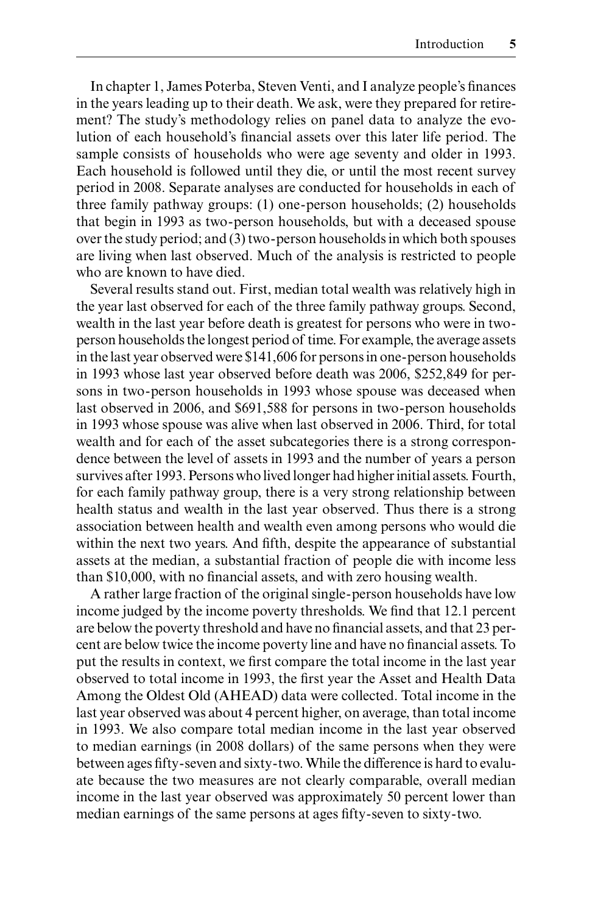In chapter 1, James Poterba, Steven Venti, and I analyze people's finances in the years leading up to their death. We ask, were they prepared for retirement? The study's methodology relies on panel data to analyze the evolution of each household's financial assets over this later life period. The sample consists of households who were age seventy and older in 1993. Each household is followed until they die, or until the most recent survey period in 2008. Separate analyses are conducted for households in each of three family pathway groups: (1) one-person households; (2) households that begin in 1993 as two-person households, but with a deceased spouse over the study period; and (3) two-person households in which both spouses are living when last observed. Much of the analysis is restricted to people who are known to have died.

Several results stand out. First, median total wealth was relatively high in the year last observed for each of the three family pathway groups. Second, wealth in the last year before death is greatest for persons who were in two-person households the longest period of time. For example, the average assets in the last year observed were $141,606 for persons in one-person households in 1993 whose last year observed before death was 2006, $252,849 for persons in two-person households in 1993 whose spouse was deceased when last observed in 2006, and $691,588 for persons in two-person households in 1993 whose spouse was alive when last observed in 2006. Third, for total wealth and for each of the asset subcategories there is a strong correspondence between the level of assets in 1993 and the number of years a person survives after 1993. Persons who lived longer had higher initial assets. Fourth, for each family pathway group, there is a very strong relationship between health status and wealth in the last year observed. Thus there is a strong association between health and wealth even among persons who would die within the next two years. And fifth, despite the appearance of substantial assets at the median, a substantial fraction of people die with income less than $10,000, with no financial assets, and with zero housing wealth.

A rather large fraction of the original single-person households have low income judged by the income poverty thresholds. We find that 12.1 percent are below the poverty threshold and have no financial assets, and that 23 percent are below twice the income poverty line and have no financial assets. To put the results in context, we first compare the total income in the last year observed to total income in 1993, the first year the Asset and Health Data Among the Oldest Old (AHEAD) data were collected. Total income in the last year observed was about 4 percent higher, on average, than total income in 1993. We also compare total median income in the last year observed to median earnings (in 2008 dollars) of the same persons when they were between ages fifty-seven and sixty-two. While the difference is hard to evaluate because the two measures are not clearly comparable, overall median income in the last year observed was approximately 50 percent lower than median earnings of the same persons at ages fifty-seven to sixty-two.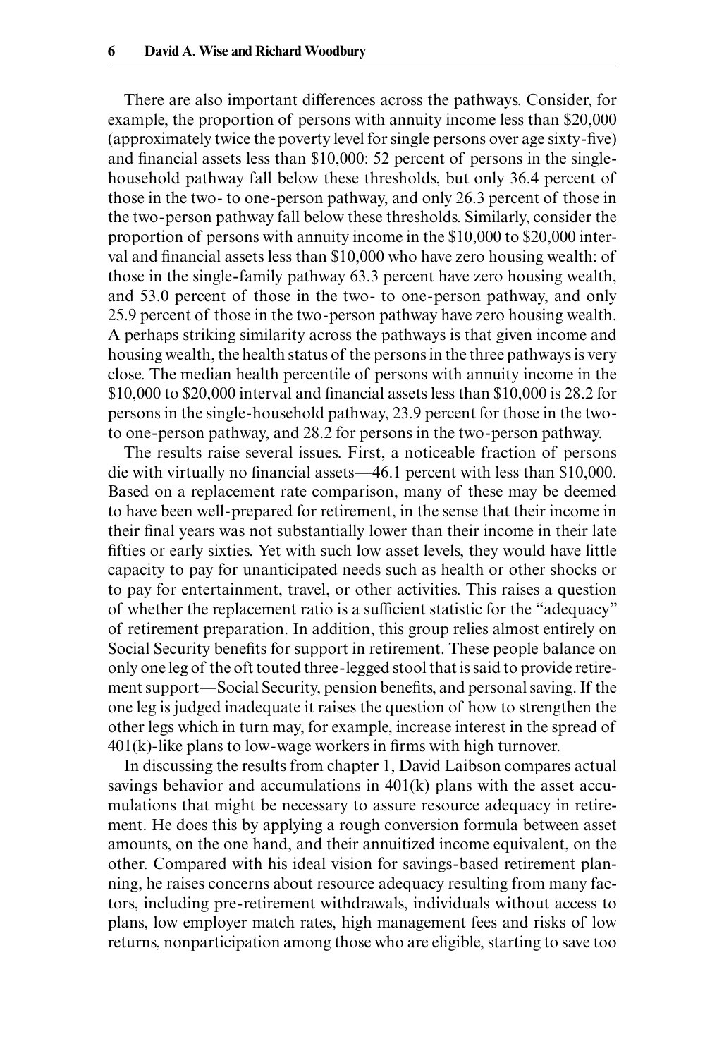There are also important differences across the pathways. Consider, for example, the proportion of persons with annuity income less than $20,000 (approximately twice the poverty level for single persons over age sixty-five) and financial assets less than $10,000: 52 percent of persons in the single-household pathway fall below these thresholds, but only 36.4 percent of those in the two- to one-person pathway, and only 26.3 percent of those in the two-person pathway fall below these thresholds. Similarly, consider the proportion of persons with annuity income in the $10,000 to $20,000 interval and financial assets less than $10,000 who have zero housing wealth: of those in the single-family pathway 63.3 percent have zero housing wealth, and 53.0 percent of those in the two- to one-person pathway, and only 25.9 percent of those in the two-person pathway have zero housing wealth. A perhaps striking similarity across the pathways is that given income and housing wealth, the health status of the persons in the three pathways is very close. The median health percentile of persons with annuity income in the $10,000 to $20,000 interval and financial assets less than $10,000 is 28.2 for persons in the single-household pathway, 23.9 percent for those in the two- to one-person pathway, and 28.2 for persons in the two-person pathway.

The results raise several issues. First, a noticeable fraction of persons die with virtually no financial assets—46.1 percent with less than $10,000. Based on a replacement rate comparison, many of these may be deemed to have been well-prepared for retirement, in the sense that their income in their final years was not substantially lower than their income in their late fifties or early sixties. Yet with such low asset levels, they would have little capacity to pay for unanticipated needs such as health or other shocks or to pay for entertainment, travel, or other activities. This raises a question of whether the replacement ratio is a sufficient statistic for the "adequacy" of retirement preparation. In addition, this group relies almost entirely on Social Security benefits for support in retirement. These people balance on only one leg of the oft touted three-legged stool that is said to provide retirement support—Social Security, pension benefits, and personal saving. If the one leg is judged inadequate it raises the question of how to strengthen the other legs which in turn may, for example, increase interest in the spread of 401(k)-like plans to low-wage workers in firms with high turnover.

In discussing the results from chapter 1, David Laibson compares actual savings behavior and accumulations in 401(k) plans with the asset accumulations that might be necessary to assure resource adequacy in retirement. He does this by applying a rough conversion formula between asset amounts, on the one hand, and their annuitized income equivalent, on the other. Compared with his ideal vision for savings-based retirement planning, he raises concerns about resource adequacy resulting from many factors, including pre-retirement withdrawals, individuals without access to plans, low employer match rates, high management fees and risks of low returns, nonparticipation among those who are eligible, starting to save too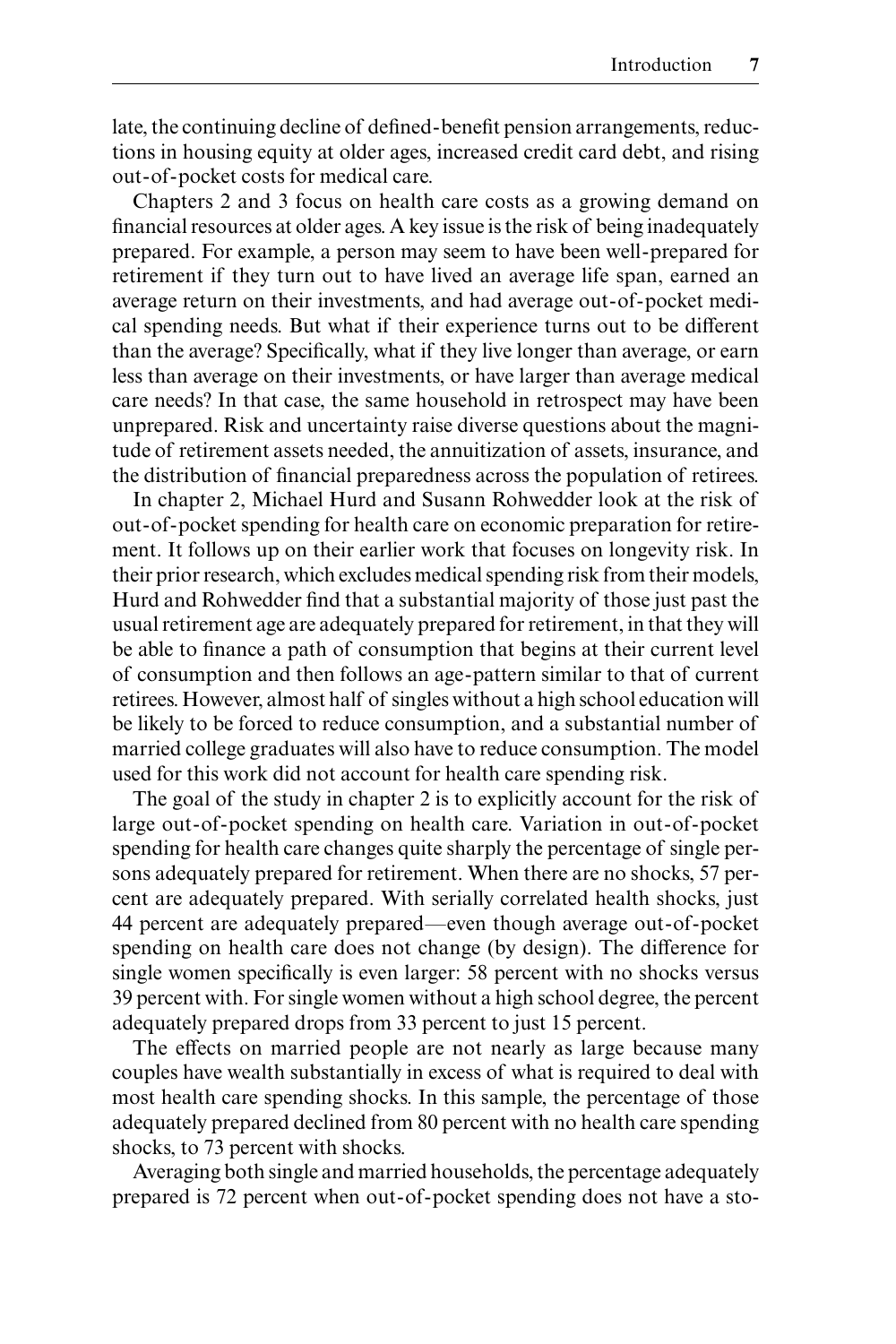late, the continuing decline of defined-benefit pension arrangements, reductions in housing equity at older ages, increased credit card debt, and rising out-of-pocket costs for medical care.

Chapters 2 and 3 focus on health care costs as a growing demand on financial resources at older ages. A key issue is the risk of being inadequately prepared. For example, a person may seem to have been well-prepared for retirement if they turn out to have lived an average life span, earned an average return on their investments, and had average out-of-pocket medical spending needs. But what if their experience turns out to be different than the average? Specifically, what if they live longer than average, or earn less than average on their investments, or have larger than average medical care needs? In that case, the same household in retrospect may have been unprepared. Risk and uncertainty raise diverse questions about the magnitude of retirement assets needed, the annuitization of assets, insurance, and the distribution of financial preparedness across the population of retirees.

In chapter 2, Michael Hurd and Susann Rohwedder look at the risk of out-of-pocket spending for health care on economic preparation for retirement. It follows up on their earlier work that focuses on longevity risk. In their prior research, which excludes medical spending risk from their models, Hurd and Rohwedder find that a substantial majority of those just past the usual retirement age are adequately prepared for retirement, in that they will be able to finance a path of consumption that begins at their current level of consumption and then follows an age-pattern similar to that of current retirees. However, almost half of singles without a high school education will be likely to be forced to reduce consumption, and a substantial number of married college graduates will also have to reduce consumption. The model used for this work did not account for health care spending risk.

The goal of the study in chapter 2 is to explicitly account for the risk of large out-of-pocket spending on health care. Variation in out-of-pocket spending for health care changes quite sharply the percentage of single persons adequately prepared for retirement. When there are no shocks, 57 percent are adequately prepared. With serially correlated health shocks, just 44 percent are adequately prepared—even though average out-of-pocket spending on health care does not change (by design). The difference for single women specifically is even larger: 58 percent with no shocks versus 39 percent with. For single women without a high school degree, the percent adequately prepared drops from 33 percent to just 15 percent.

The effects on married people are not nearly as large because many couples have wealth substantially in excess of what is required to deal with most health care spending shocks. In this sample, the percentage of those adequately prepared declined from 80 percent with no health care spending shocks, to 73 percent with shocks.

Averaging both single and married households, the percentage adequately prepared is 72 percent when out-of-pocket spending does not have a sto-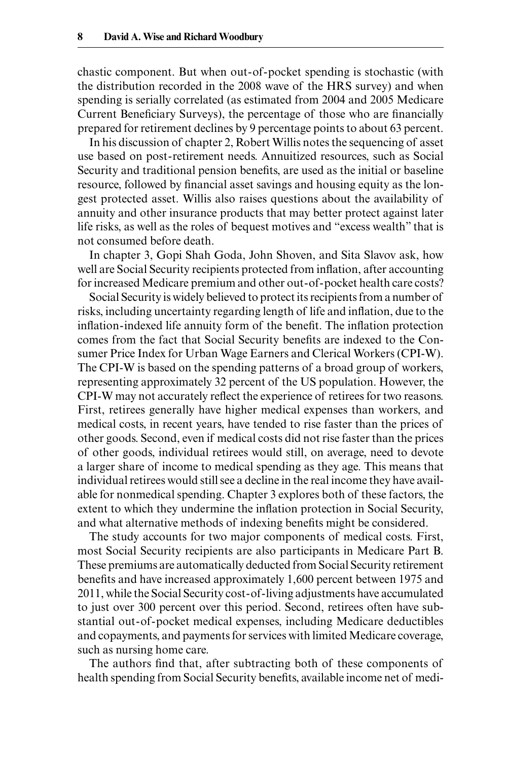chastic component. But when out-of-pocket spending is stochastic (with the distribution recorded in the 2008 wave of the HRS survey) and when spending is serially correlated (as estimated from 2004 and 2005 Medicare Current Beneficiary Surveys), the percentage of those who are financially prepared for retirement declines by 9 percentage points to about 63 percent.

In his discussion of chapter 2, Robert Willis notes the sequencing of asset use based on post-retirement needs. Annuitized resources, such as Social Security and traditional pension benefits, are used as the initial or baseline resource, followed by financial asset savings and housing equity as the longest protected asset. Willis also raises questions about the availability of annuity and other insurance products that may better protect against later life risks, as well as the roles of bequest motives and "excess wealth" that is not consumed before death.

In chapter 3, Gopi Shah Goda, John Shoven, and Sita Slavov ask, how well are Social Security recipients protected from inflation, after accounting for increased Medicare premium and other out-of-pocket health care costs?

Social Security is widely believed to protect its recipients from a number of risks, including uncertainty regarding length of life and inflation, due to the inflation-indexed life annuity form of the benefit. The inflation protection comes from the fact that Social Security benefits are indexed to the Consumer Price Index for Urban Wage Earners and Clerical Workers (CPI-W). The CPI-W is based on the spending patterns of a broad group of workers, representing approximately 32 percent of the US population. However, the CPI-W may not accurately reflect the experience of retirees for two reasons. First, retirees generally have higher medical expenses than workers, and medical costs, in recent years, have tended to rise faster than the prices of other goods. Second, even if medical costs did not rise faster than the prices of other goods, individual retirees would still, on average, need to devote a larger share of income to medical spending as they age. This means that individual retirees would still see a decline in the real income they have available for nonmedical spending. Chapter 3 explores both of these factors, the extent to which they undermine the inflation protection in Social Security, and what alternative methods of indexing benefits might be considered.

The study accounts for two major components of medical costs. First, most Social Security recipients are also participants in Medicare Part B. These premiums are automatically deducted from Social Security retirement benefits and have increased approximately 1,600 percent between 1975 and 2011, while the Social Security cost-of-living adjustments have accumulated to just over 300 percent over this period. Second, retirees often have substantial out-of-pocket medical expenses, including Medicare deductibles and copayments, and payments for services with limited Medicare coverage, such as nursing home care.

The authors find that, after subtracting both of these components of health spending from Social Security benefits, available income net of medi-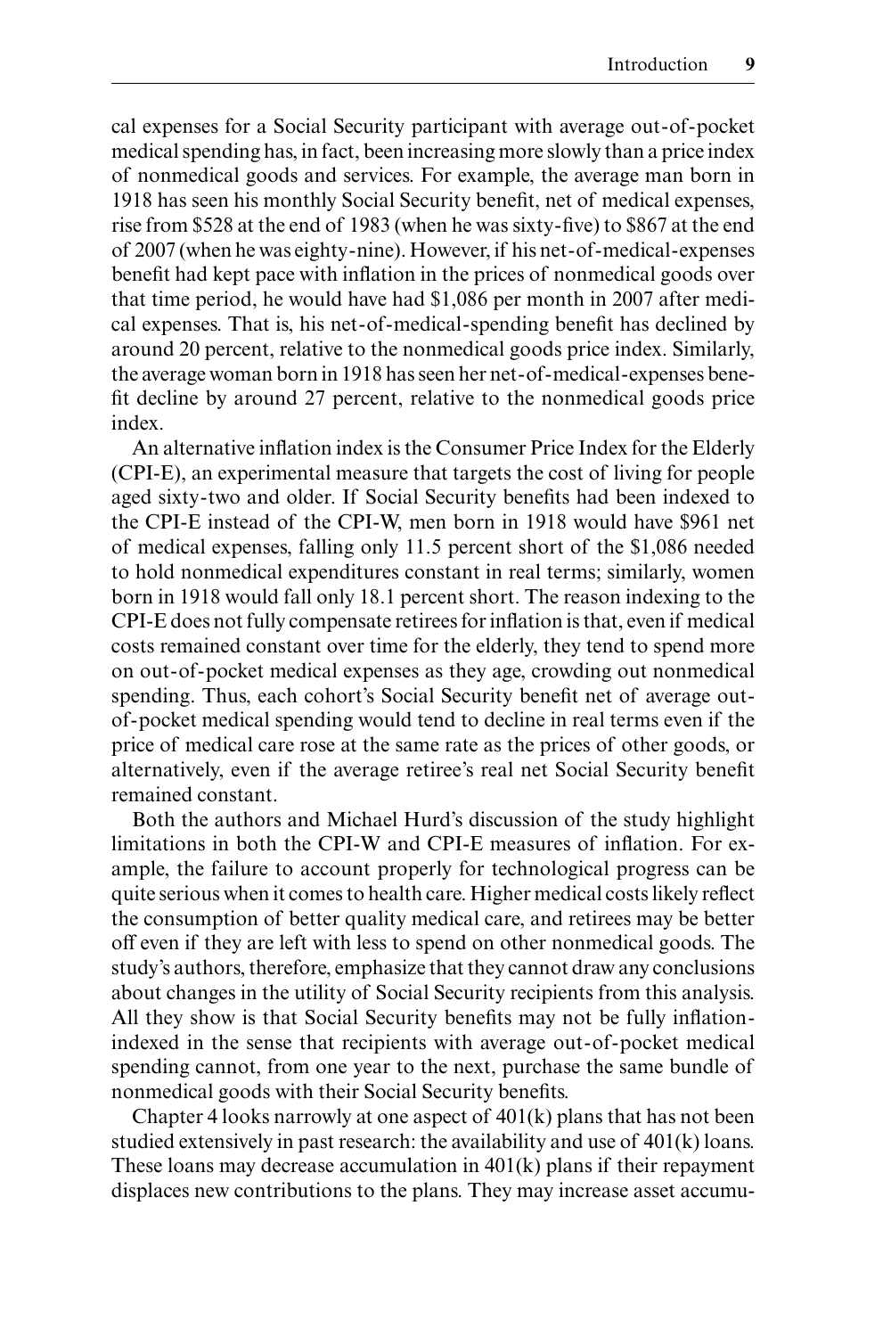cal expenses for a Social Security participant with average out-of-pocket medical spending has, in fact, been increasing more slowly than a price index of nonmedical goods and services. For example, the average man born in 1918 has seen his monthly Social Security benefit, net of medical expenses, rise from $528 at the end of 1983 (when he was sixty-five) to $867 at the end of 2007 (when he was eighty-nine). However, if his net-of-medical-expenses benefit had kept pace with inflation in the prices of nonmedical goods over that time period, he would have had $1,086 per month in 2007 after medical expenses. That is, his net-of-medical-spending benefit has declined by around 20 percent, relative to the nonmedical goods price index. Similarly, the average woman born in 1918 has seen her net-of-medical-expenses benefit decline by around 27 percent, relative to the nonmedical goods price index.

An alternative inflation index is the Consumer Price Index for the Elderly (CPI-E), an experimental measure that targets the cost of living for people aged sixty-two and older. If Social Security benefits had been indexed to the CPI-E instead of the CPI-W, men born in 1918 would have $961 net of medical expenses, falling only 11.5 percent short of the $1,086 needed to hold nonmedical expenditures constant in real terms; similarly, women born in 1918 would fall only 18.1 percent short. The reason indexing to the CPI-E does not fully compensate retirees for inflation is that, even if medical costs remained constant over time for the elderly, they tend to spend more on out-of-pocket medical expenses as they age, crowding out nonmedical spending. Thus, each cohort's Social Security benefit net of average out-of-pocket medical spending would tend to decline in real terms even if the price of medical care rose at the same rate as the prices of other goods, or alternatively, even if the average retiree's real net Social Security benefit remained constant.

Both the authors and Michael Hurd's discussion of the study highlight limitations in both the CPI-W and CPI-E measures of inflation. For example, the failure to account properly for technological progress can be quite serious when it comes to health care. Higher medical costs likely reflect the consumption of better quality medical care, and retirees may be better off even if they are left with less to spend on other nonmedical goods. The study's authors, therefore, emphasize that they cannot draw any conclusions about changes in the utility of Social Security recipients from this analysis. All they show is that Social Security benefits may not be fully inflation-indexed in the sense that recipients with average out-of-pocket medical spending cannot, from one year to the next, purchase the same bundle of nonmedical goods with their Social Security benefits.

Chapter 4 looks narrowly at one aspect of 401(k) plans that has not been studied extensively in past research: the availability and use of 401(k) loans. These loans may decrease accumulation in 401(k) plans if their repayment displaces new contributions to the plans. They may increase asset accumu-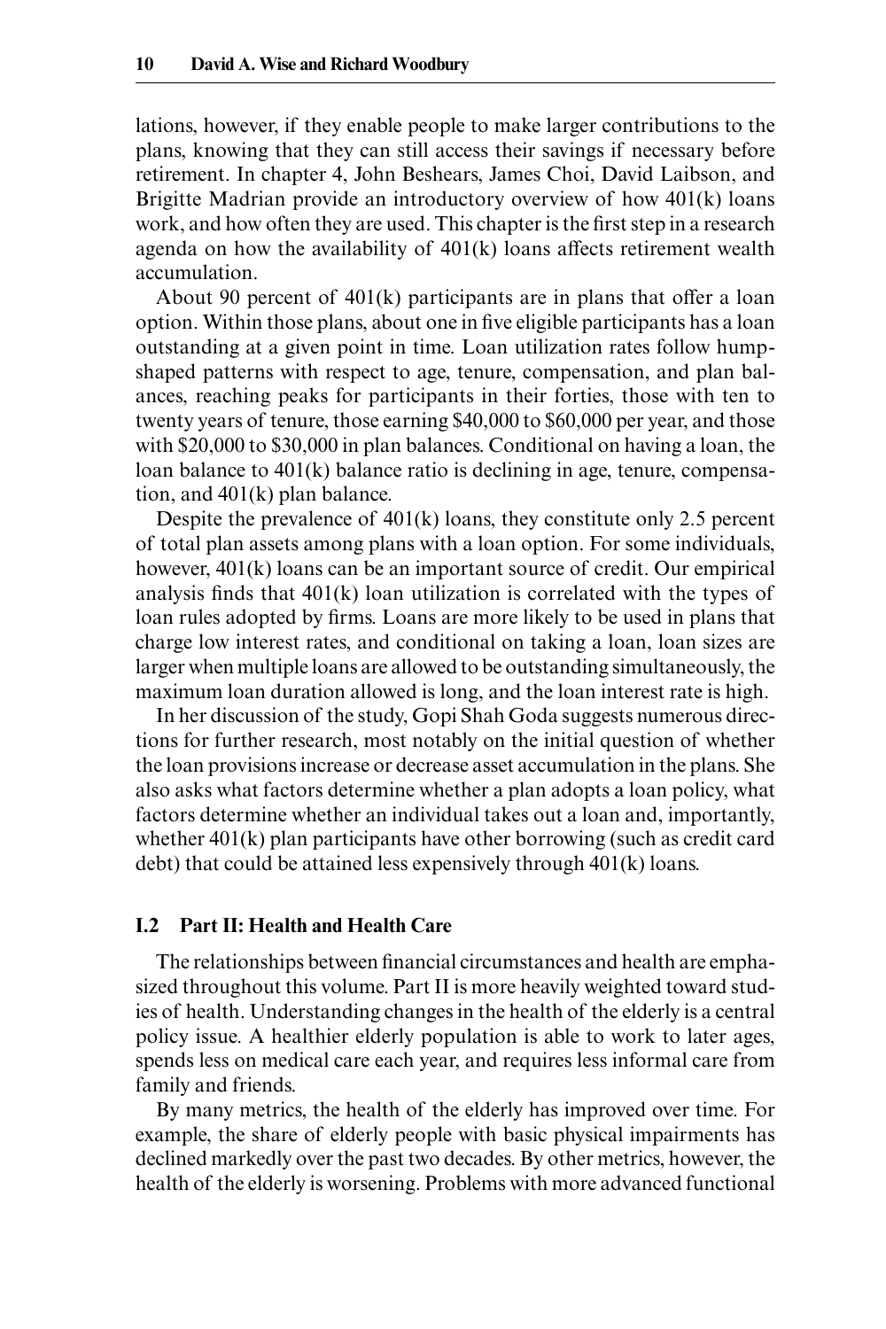lations, however, if they enable people to make larger contributions to the plans, knowing that they can still access their savings if necessary before retirement. In chapter 4, John Beshears, James Choi, David Laibson, and Brigitte Madrian provide an introductory overview of how 401(k) loans work, and how often they are used. This chapter is the first step in a research agenda on how the availability of 401(k) loans affects retirement wealth accumulation.

About 90 percent of 401(k) participants are in plans that offer a loan option. Within those plans, about one in five eligible participants has a loan outstanding at a given point in time. Loan utilization rates follow hump-shaped patterns with respect to age, tenure, compensation, and plan balances, reaching peaks for participants in their forties, those with ten to twenty years of tenure, those earning $40,000 to $60,000 per year, and those with $20,000 to $30,000 in plan balances. Conditional on having a loan, the loan balance to 401(k) balance ratio is declining in age, tenure, compensation, and 401(k) plan balance.

Despite the prevalence of 401(k) loans, they constitute only 2.5 percent of total plan assets among plans with a loan option. For some individuals, however, 401(k) loans can be an important source of credit. Our empirical analysis finds that 401(k) loan utilization is correlated with the types of loan rules adopted by firms. Loans are more likely to be used in plans that charge low interest rates, and conditional on taking a loan, loan sizes are larger when multiple loans are allowed to be outstanding simultaneously, the maximum loan duration allowed is long, and the loan interest rate is high.

In her discussion of the study, Gopi Shah Goda suggests numerous directions for further research, most notably on the initial question of whether the loan provisions increase or decrease asset accumulation in the plans. She also asks what factors determine whether a plan adopts a loan policy, what factors determine whether an individual takes out a loan and, importantly, whether 401(k) plan participants have other borrowing (such as credit card debt) that could be attained less expensively through 401(k) loans.

## I.2 Part II: Health and Health Care

The relationships between financial circumstances and health are emphasized throughout this volume. Part II is more heavily weighted toward studies of health. Understanding changes in the health of the elderly is a central policy issue. A healthier elderly population is able to work to later ages, spends less on medical care each year, and requires less informal care from family and friends.

By many metrics, the health of the elderly has improved over time. For example, the share of elderly people with basic physical impairments has declined markedly over the past two decades. By other metrics, however, the health of the elderly is worsening. Problems with more advanced functional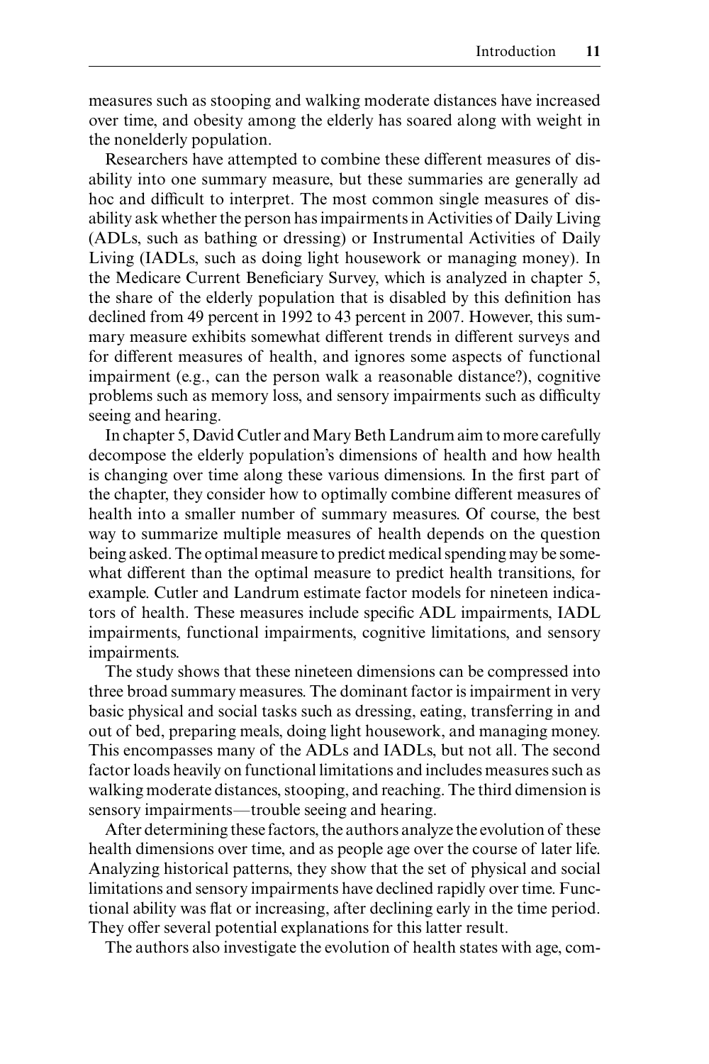measures such as stooping and walking moderate distances have increased over time, and obesity among the elderly has soared along with weight in the nonelderly population.

Researchers have attempted to combine these different measures of disability into one summary measure, but these summaries are generally ad hoc and difficult to interpret. The most common single measures of disability ask whether the person has impairments in Activities of Daily Living (ADLs, such as bathing or dressing) or Instrumental Activities of Daily Living (IADLs, such as doing light housework or managing money). In the Medicare Current Beneficiary Survey, which is analyzed in chapter 5, the share of the elderly population that is disabled by this definition has declined from 49 percent in 1992 to 43 percent in 2007. However, this summary measure exhibits somewhat different trends in different surveys and for different measures of health, and ignores some aspects of functional impairment (e.g., can the person walk a reasonable distance?), cognitive problems such as memory loss, and sensory impairments such as difficulty seeing and hearing.

In chapter 5, David Cutler and Mary Beth Landrum aim to more carefully decompose the elderly population's dimensions of health and how health is changing over time along these various dimensions. In the first part of the chapter, they consider how to optimally combine different measures of health into a smaller number of summary measures. Of course, the best way to summarize multiple measures of health depends on the question being asked. The optimal measure to predict medical spending may be somewhat different than the optimal measure to predict health transitions, for example. Cutler and Landrum estimate factor models for nineteen indicators of health. These measures include specific ADL impairments, IADL impairments, functional impairments, cognitive limitations, and sensory impairments.

The study shows that these nineteen dimensions can be compressed into three broad summary measures. The dominant factor is impairment in very basic physical and social tasks such as dressing, eating, transferring in and out of bed, preparing meals, doing light housework, and managing money. This encompasses many of the ADLs and IADLs, but not all. The second factor loads heavily on functional limitations and includes measures such as walking moderate distances, stooping, and reaching. The third dimension is sensory impairments—trouble seeing and hearing.

After determining these factors, the authors analyze the evolution of these health dimensions over time, and as people age over the course of later life. Analyzing historical patterns, they show that the set of physical and social limitations and sensory impairments have declined rapidly over time. Functional ability was flat or increasing, after declining early in the time period. They offer several potential explanations for this latter result.

The authors also investigate the evolution of health states with age, com-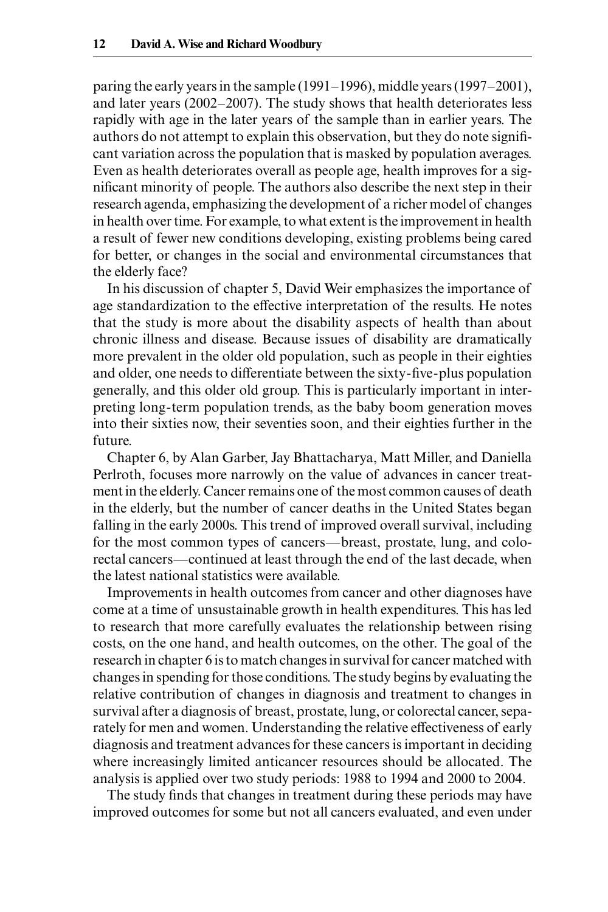paring the early years in the sample (1991–1996), middle years (1997–2001), and later years (2002–2007). The study shows that health deteriorates less rapidly with age in the later years of the sample than in earlier years. The authors do not attempt to explain this observation, but they do note significant variation across the population that is masked by population averages. Even as health deteriorates overall as people age, health improves for a significant minority of people. The authors also describe the next step in their research agenda, emphasizing the development of a richer model of changes in health over time. For example, to what extent is the improvement in health a result of fewer new conditions developing, existing problems being cared for better, or changes in the social and environmental circumstances that the elderly face?

In his discussion of chapter 5, David Weir emphasizes the importance of age standardization to the effective interpretation of the results. He notes that the study is more about the disability aspects of health than about chronic illness and disease. Because issues of disability are dramatically more prevalent in the older old population, such as people in their eighties and older, one needs to differentiate between the sixty-five-plus population generally, and this older old group. This is particularly important in interpreting long-term population trends, as the baby boom generation moves into their sixties now, their seventies soon, and their eighties further in the future.

Chapter 6, by Alan Garber, Jay Bhattacharya, Matt Miller, and Daniella Perlroth, focuses more narrowly on the value of advances in cancer treatment in the elderly. Cancer remains one of the most common causes of death in the elderly, but the number of cancer deaths in the United States began falling in the early 2000s. This trend of improved overall survival, including for the most common types of cancers—breast, prostate, lung, and colorectal cancers—continued at least through the end of the last decade, when the latest national statistics were available.

Improvements in health outcomes from cancer and other diagnoses have come at a time of unsustainable growth in health expenditures. This has led to research that more carefully evaluates the relationship between rising costs, on the one hand, and health outcomes, on the other. The goal of the research in chapter 6 is to match changes in survival for cancer matched with changes in spending for those conditions. The study begins by evaluating the relative contribution of changes in diagnosis and treatment to changes in survival after a diagnosis of breast, prostate, lung, or colorectal cancer, separately for men and women. Understanding the relative effectiveness of early diagnosis and treatment advances for these cancers is important in deciding where increasingly limited anticancer resources should be allocated. The analysis is applied over two study periods: 1988 to 1994 and 2000 to 2004.

The study finds that changes in treatment during these periods may have improved outcomes for some but not all cancers evaluated, and even under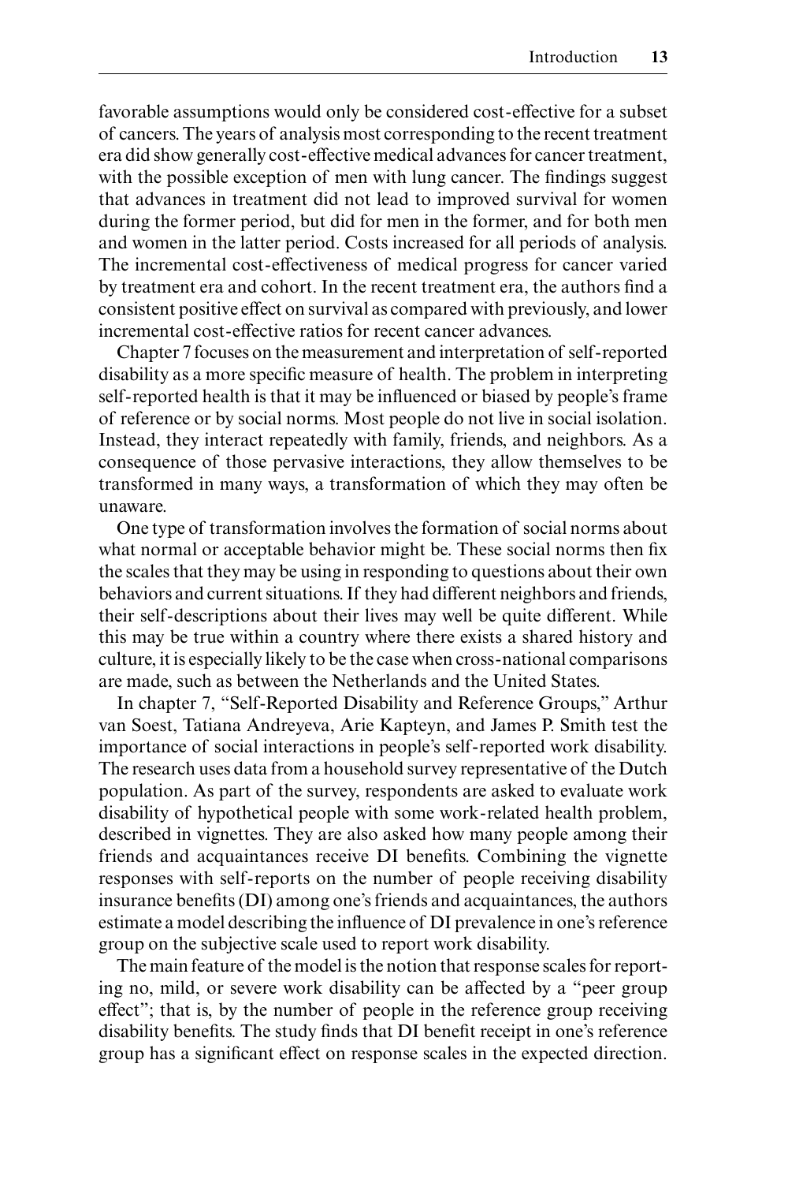favorable assumptions would only be considered cost-effective for a subset of cancers. The years of analysis most corresponding to the recent treatment era did show generally cost-effective medical advances for cancer treatment, with the possible exception of men with lung cancer. The findings suggest that advances in treatment did not lead to improved survival for women during the former period, but did for men in the former, and for both men and women in the latter period. Costs increased for all periods of analysis. The incremental cost-effectiveness of medical progress for cancer varied by treatment era and cohort. In the recent treatment era, the authors find a consistent positive effect on survival as compared with previously, and lower incremental cost-effective ratios for recent cancer advances.

Chapter 7 focuses on the measurement and interpretation of self-reported disability as a more specific measure of health. The problem in interpreting self-reported health is that it may be influenced or biased by people's frame of reference or by social norms. Most people do not live in social isolation. Instead, they interact repeatedly with family, friends, and neighbors. As a consequence of those pervasive interactions, they allow themselves to be transformed in many ways, a transformation of which they may often be unaware.

One type of transformation involves the formation of social norms about what normal or acceptable behavior might be. These social norms then fix the scales that they may be using in responding to questions about their own behaviors and current situations. If they had different neighbors and friends, their self-descriptions about their lives may well be quite different. While this may be true within a country where there exists a shared history and culture, it is especially likely to be the case when cross-national comparisons are made, such as between the Netherlands and the United States.

In chapter 7, "Self-Reported Disability and Reference Groups," Arthur van Soest, Tatiana Andreyeva, Arie Kapteyn, and James P. Smith test the importance of social interactions in people's self-reported work disability. The research uses data from a household survey representative of the Dutch population. As part of the survey, respondents are asked to evaluate work disability of hypothetical people with some work-related health problem, described in vignettes. They are also asked how many people among their friends and acquaintances receive DI benefits. Combining the vignette responses with self-reports on the number of people receiving disability insurance benefits (DI) among one's friends and acquaintances, the authors estimate a model describing the influence of DI prevalence in one's reference group on the subjective scale used to report work disability.

The main feature of the model is the notion that response scales for reporting no, mild, or severe work disability can be affected by a "peer group effect"; that is, by the number of people in the reference group receiving disability benefits. The study finds that DI benefit receipt in one's reference group has a significant effect on response scales in the expected direction.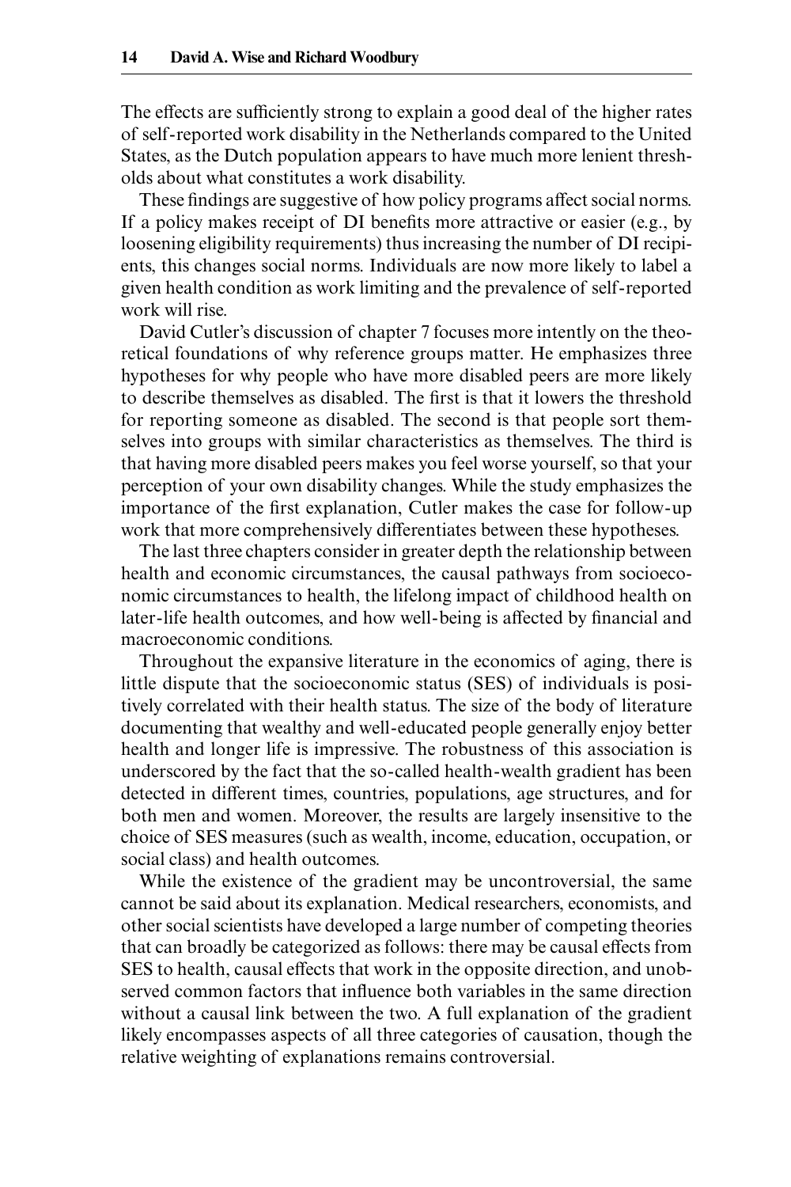The effects are sufficiently strong to explain a good deal of the higher rates of self-reported work disability in the Netherlands compared to the United States, as the Dutch population appears to have much more lenient thresholds about what constitutes a work disability.

These findings are suggestive of how policy programs affect social norms. If a policy makes receipt of DI benefits more attractive or easier (e.g., by loosening eligibility requirements) thus increasing the number of DI recipients, this changes social norms. Individuals are now more likely to label a given health condition as work limiting and the prevalence of self-reported work will rise.

David Cutler's discussion of chapter 7 focuses more intently on the theoretical foundations of why reference groups matter. He emphasizes three hypotheses for why people who have more disabled peers are more likely to describe themselves as disabled. The first is that it lowers the threshold for reporting someone as disabled. The second is that people sort themselves into groups with similar characteristics as themselves. The third is that having more disabled peers makes you feel worse yourself, so that your perception of your own disability changes. While the study emphasizes the importance of the first explanation, Cutler makes the case for follow-up work that more comprehensively differentiates between these hypotheses.

The last three chapters consider in greater depth the relationship between health and economic circumstances, the causal pathways from socioeconomic circumstances to health, the lifelong impact of childhood health on later-life health outcomes, and how well-being is affected by financial and macroeconomic conditions.

Throughout the expansive literature in the economics of aging, there is little dispute that the socioeconomic status (SES) of individuals is positively correlated with their health status. The size of the body of literature documenting that wealthy and well-educated people generally enjoy better health and longer life is impressive. The robustness of this association is underscored by the fact that the so-called health-wealth gradient has been detected in different times, countries, populations, age structures, and for both men and women. Moreover, the results are largely insensitive to the choice of SES measures (such as wealth, income, education, occupation, or social class) and health outcomes.

While the existence of the gradient may be uncontroversial, the same cannot be said about its explanation. Medical researchers, economists, and other social scientists have developed a large number of competing theories that can broadly be categorized as follows: there may be causal effects from SES to health, causal effects that work in the opposite direction, and unobserved common factors that influence both variables in the same direction without a causal link between the two. A full explanation of the gradient likely encompasses aspects of all three categories of causation, though the relative weighting of explanations remains controversial.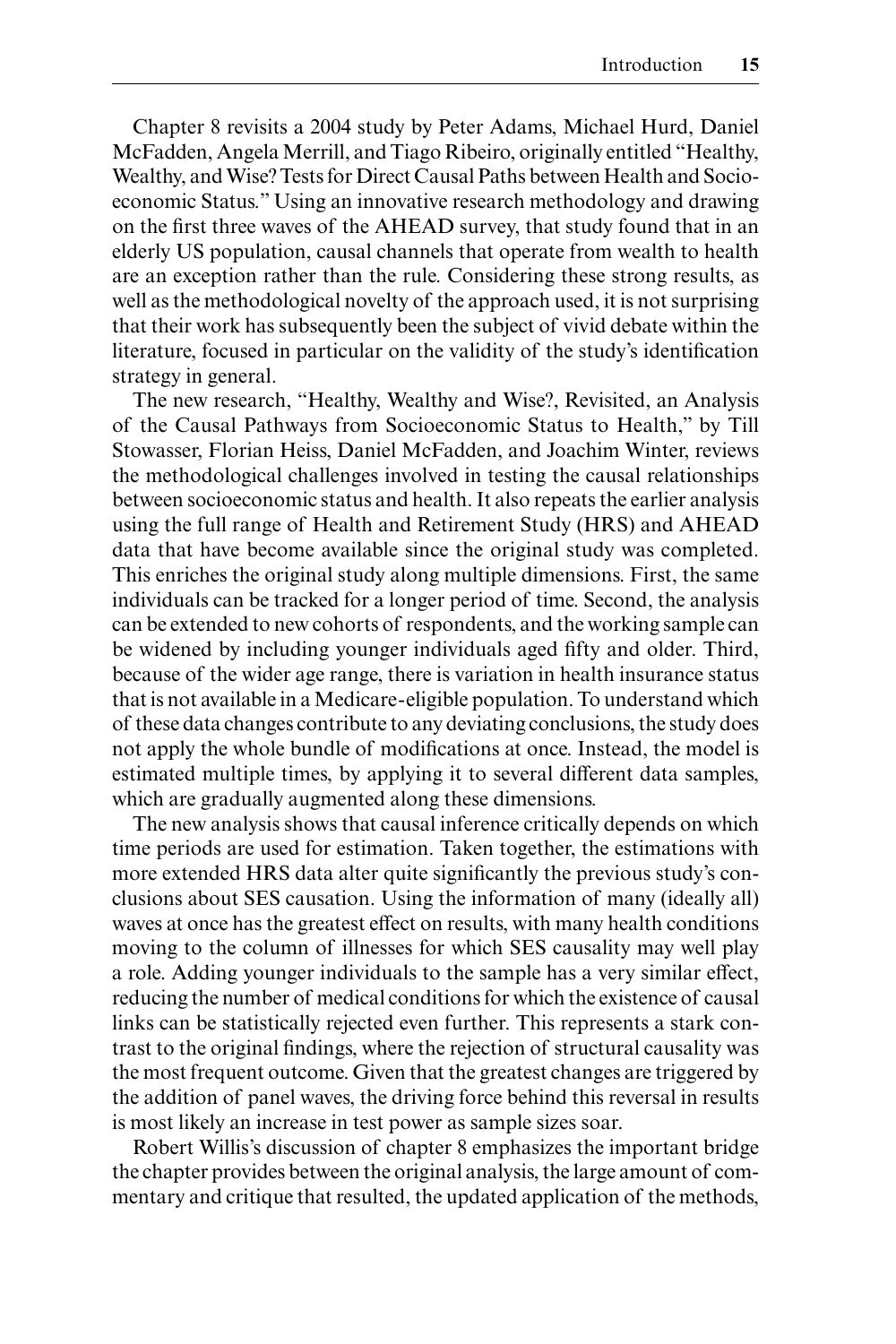Chapter 8 revisits a 2004 study by Peter Adams, Michael Hurd, Daniel McFadden, Angela Merrill, and Tiago Ribeiro, originally entitled "Healthy, Wealthy, and Wise? Tests for Direct Causal Paths between Health and Socioeconomic Status." Using an innovative research methodology and drawing on the first three waves of the AHEAD survey, that study found that in an elderly US population, causal channels that operate from wealth to health are an exception rather than the rule. Considering these strong results, as well as the methodological novelty of the approach used, it is not surprising that their work has subsequently been the subject of vivid debate within the literature, focused in particular on the validity of the study's identification strategy in general.

The new research, "Healthy, Wealthy and Wise?, Revisited, an Analysis of the Causal Pathways from Socioeconomic Status to Health," by Till Stowasser, Florian Heiss, Daniel McFadden, and Joachim Winter, reviews the methodological challenges involved in testing the causal relationships between socioeconomic status and health. It also repeats the earlier analysis using the full range of Health and Retirement Study (HRS) and AHEAD data that have become available since the original study was completed. This enriches the original study along multiple dimensions. First, the same individuals can be tracked for a longer period of time. Second, the analysis can be extended to new cohorts of respondents, and the working sample can be widened by including younger individuals aged fifty and older. Third, because of the wider age range, there is variation in health insurance status that is not available in a Medicare-eligible population. To understand which of these data changes contribute to any deviating conclusions, the study does not apply the whole bundle of modifications at once. Instead, the model is estimated multiple times, by applying it to several different data samples, which are gradually augmented along these dimensions.

The new analysis shows that causal inference critically depends on which time periods are used for estimation. Taken together, the estimations with more extended HRS data alter quite significantly the previous study's conclusions about SES causation. Using the information of many (ideally all) waves at once has the greatest effect on results, with many health conditions moving to the column of illnesses for which SES causality may well play a role. Adding younger individuals to the sample has a very similar effect, reducing the number of medical conditions for which the existence of causal links can be statistically rejected even further. This represents a stark contrast to the original findings, where the rejection of structural causality was the most frequent outcome. Given that the greatest changes are triggered by the addition of panel waves, the driving force behind this reversal in results is most likely an increase in test power as sample sizes soar.

Robert Willis's discussion of chapter 8 emphasizes the important bridge the chapter provides between the original analysis, the large amount of commentary and critique that resulted, the updated application of the methods,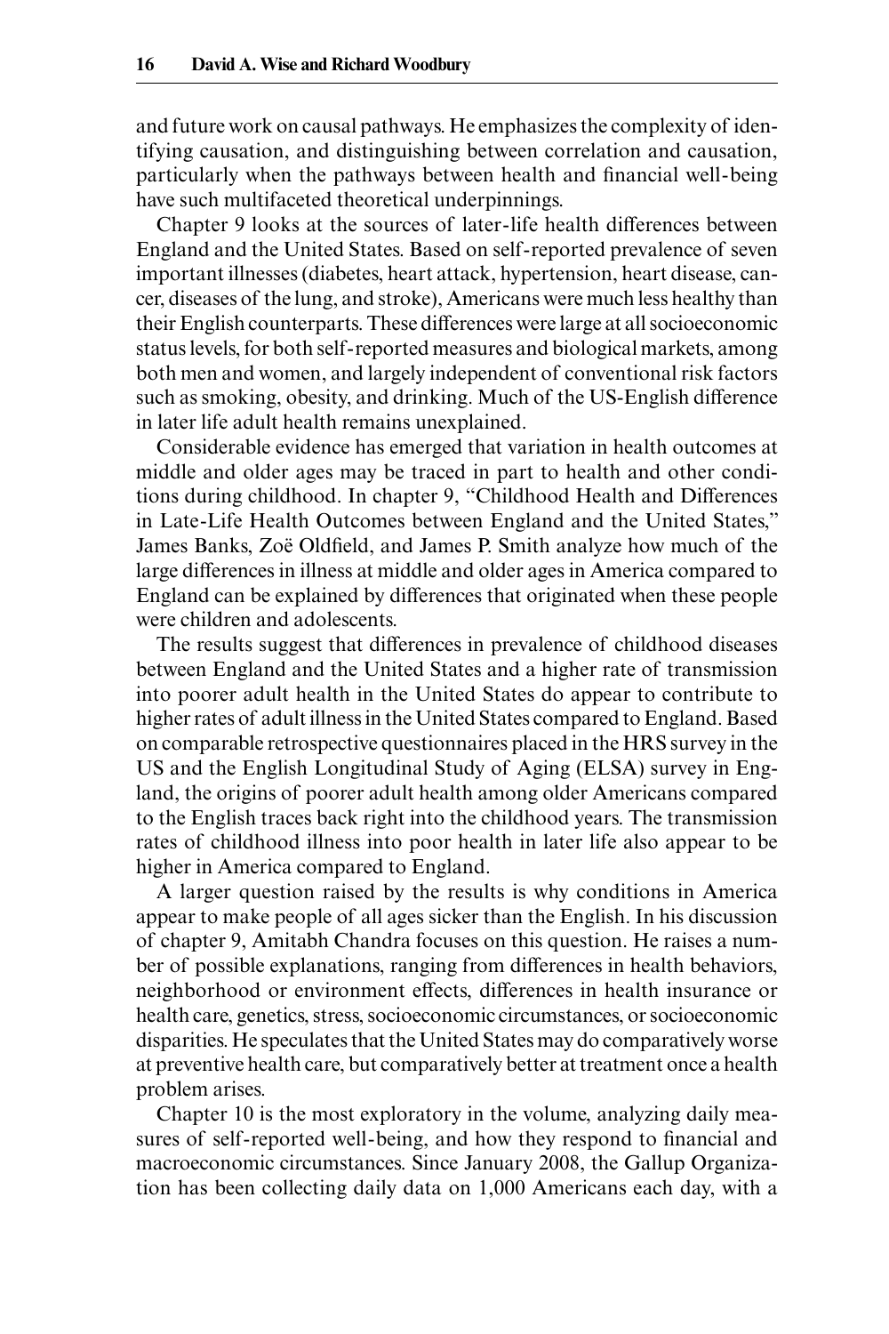and future work on causal pathways. He emphasizes the complexity of identifying causation, and distinguishing between correlation and causation, particularly when the pathways between health and financial well-being have such multifaceted theoretical underpinnings.

Chapter 9 looks at the sources of later-life health differences between England and the United States. Based on self-reported prevalence of seven important illnesses (diabetes, heart attack, hypertension, heart disease, cancer, diseases of the lung, and stroke), Americans were much less healthy than their English counterparts. These differences were large at all socioeconomic status levels, for both self-reported measures and biological markets, among both men and women, and largely independent of conventional risk factors such as smoking, obesity, and drinking. Much of the US-English difference in later life adult health remains unexplained.

Considerable evidence has emerged that variation in health outcomes at middle and older ages may be traced in part to health and other conditions during childhood. In chapter 9, "Childhood Health and Differences in Late-Life Health Outcomes between England and the United States," James Banks, Zoë Oldfield, and James P. Smith analyze how much of the large differences in illness at middle and older ages in America compared to England can be explained by differences that originated when these people were children and adolescents.

The results suggest that differences in prevalence of childhood diseases between England and the United States and a higher rate of transmission into poorer adult health in the United States do appear to contribute to higher rates of adult illness in the United States compared to England. Based on comparable retrospective questionnaires placed in the HRS survey in the US and the English Longitudinal Study of Aging (ELSA) survey in England, the origins of poorer adult health among older Americans compared to the English traces back right into the childhood years. The transmission rates of childhood illness into poor health in later life also appear to be higher in America compared to England.

A larger question raised by the results is why conditions in America appear to make people of all ages sicker than the English. In his discussion of chapter 9, Amitabh Chandra focuses on this question. He raises a number of possible explanations, ranging from differences in health behaviors, neighborhood or environment effects, differences in health insurance or health care, genetics, stress, socioeconomic circumstances, or socioeconomic disparities. He speculates that the United States may do comparatively worse at preventive health care, but comparatively better at treatment once a health problem arises.

Chapter 10 is the most exploratory in the volume, analyzing daily measures of self-reported well-being, and how they respond to financial and macroeconomic circumstances. Since January 2008, the Gallup Organization has been collecting daily data on 1,000 Americans each day, with a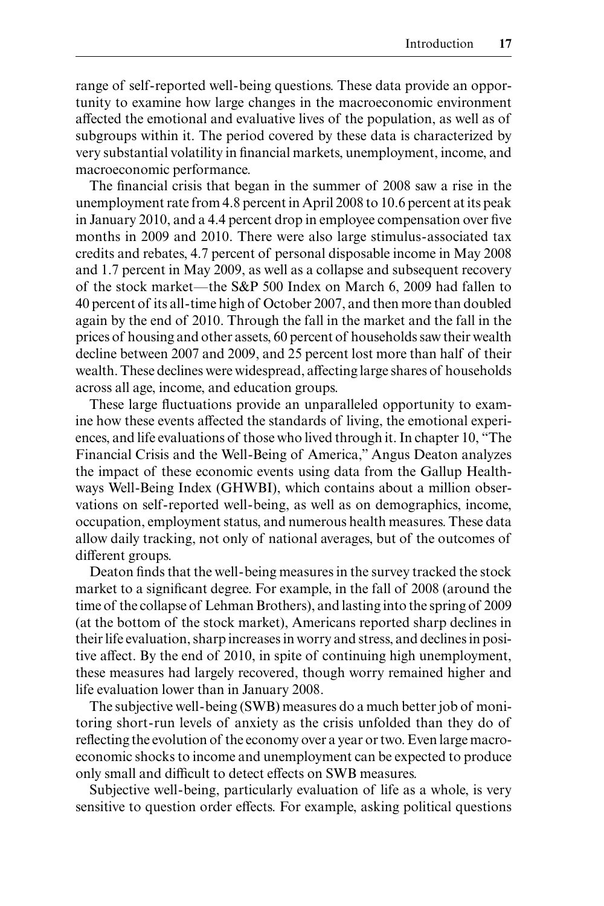range of self-reported well-being questions. These data provide an opportunity to examine how large changes in the macroeconomic environment affected the emotional and evaluative lives of the population, as well as of subgroups within it. The period covered by these data is characterized by very substantial volatility in financial markets, unemployment, income, and macroeconomic performance.

The financial crisis that began in the summer of 2008 saw a rise in the unemployment rate from 4.8 percent in April 2008 to 10.6 percent at its peak in January 2010, and a 4.4 percent drop in employee compensation over five months in 2009 and 2010. There were also large stimulus-associated tax credits and rebates, 4.7 percent of personal disposable income in May 2008 and 1.7 percent in May 2009, as well as a collapse and subsequent recovery of the stock market—the S&P 500 Index on March 6, 2009 had fallen to 40 percent of its all-time high of October 2007, and then more than doubled again by the end of 2010. Through the fall in the market and the fall in the prices of housing and other assets, 60 percent of households saw their wealth decline between 2007 and 2009, and 25 percent lost more than half of their wealth. These declines were widespread, affecting large shares of households across all age, income, and education groups.

These large fluctuations provide an unparalleled opportunity to examine how these events affected the standards of living, the emotional experiences, and life evaluations of those who lived through it. In chapter 10, "The Financial Crisis and the Well-Being of America," Angus Deaton analyzes the impact of these economic events using data from the Gallup Healthways Well-Being Index (GHWBI), which contains about a million observations on self-reported well-being, as well as on demographics, income, occupation, employment status, and numerous health measures. These data allow daily tracking, not only of national averages, but of the outcomes of different groups.

Deaton finds that the well-being measures in the survey tracked the stock market to a significant degree. For example, in the fall of 2008 (around the time of the collapse of Lehman Brothers), and lasting into the spring of 2009 (at the bottom of the stock market), Americans reported sharp declines in their life evaluation, sharp increases in worry and stress, and declines in positive affect. By the end of 2010, in spite of continuing high unemployment, these measures had largely recovered, though worry remained higher and life evaluation lower than in January 2008.

The subjective well-being (SWB) measures do a much better job of monitoring short-run levels of anxiety as the crisis unfolded than they do of reflecting the evolution of the economy over a year or two. Even large macroeconomic shocks to income and unemployment can be expected to produce only small and difficult to detect effects on SWB measures.

Subjective well-being, particularly evaluation of life as a whole, is very sensitive to question order effects. For example, asking political questions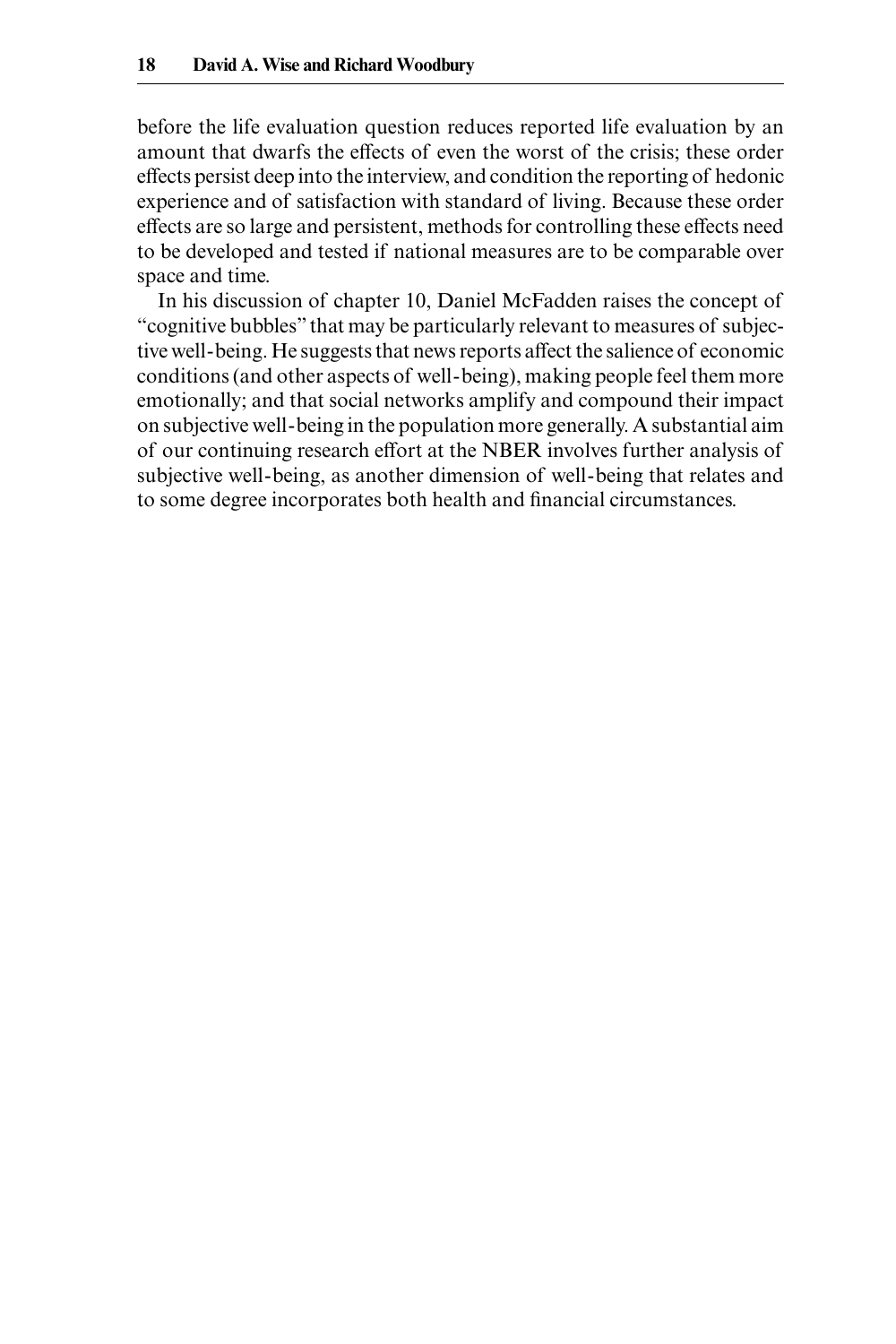before the life evaluation question reduces reported life evaluation by an amount that dwarfs the effects of even the worst of the crisis; these order effects persist deep into the interview, and condition the reporting of hedonic experience and of satisfaction with standard of living. Because these order effects are so large and persistent, methods for controlling these effects need to be developed and tested if national measures are to be comparable over space and time.

In his discussion of chapter 10, Daniel McFadden raises the concept of "cognitive bubbles" that may be particularly relevant to measures of subjective well-being. He suggests that news reports affect the salience of economic conditions (and other aspects of well-being), making people feel them more emotionally; and that social networks amplify and compound their impact on subjective well-being in the population more generally. A substantial aim of our continuing research effort at the NBER involves further analysis of subjective well-being, as another dimension of well-being that relates and to some degree incorporates both health and financial circumstances.